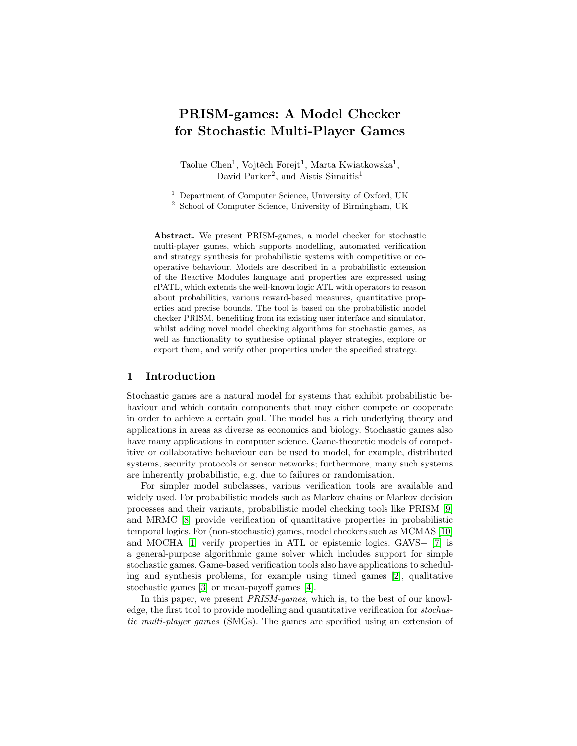# PRISM-games: A Model Checker for Stochastic Multi-Player Games

Taolue Chen[1], Vojtěch Forejt[1], Marta Kwiatkowska[1], David Parker[2], and Aistis Simaitis[1]

[1] Department of Computer Science, University of Oxford, UK
[2] School of Computer Science, University of Birmingham, UK

**Abstract.** We present PRISM-games, a model checker for stochastic multi-player games, which supports modelling, automated verification and strategy synthesis for probabilistic systems with competitive or cooperative behaviour. Models are described in a probabilistic extension of the Reactive Modules language and properties are expressed using rPATL, which extends the well-known logic ATL with operators to reason about probabilities, various reward-based measures, quantitative properties and precise bounds. The tool is based on the probabilistic model checker PRISM, benefiting from its existing user interface and simulator, whilst adding novel model checking algorithms for stochastic games, as well as functionality to synthesise optimal player strategies, explore or export them, and verify other properties under the specified strategy.

## 1 Introduction

Stochastic games are a natural model for systems that exhibit probabilistic behaviour and which contain components that may either compete or cooperate in order to achieve a certain goal. The model has a rich underlying theory and applications in areas as diverse as economics and biology. Stochastic games also have many applications in computer science. Game-theoretic models of competitive or collaborative behaviour can be used to model, for example, distributed systems, security protocols or sensor networks; furthermore, many such systems are inherently probabilistic, e.g. due to failures or randomisation.

For simpler model subclasses, various verification tools are available and widely used. For probabilistic models such as Markov chains or Markov decision processes and their variants, probabilistic model checking tools like PRISM [9] and MRMC [8] provide verification of quantitative properties in probabilistic temporal logics. For (non-stochastic) games, model checkers such as MCMAS [10] and MOCHA [1] verify properties in ATL or epistemic logics. GAVS+ [7] is a general-purpose algorithmic game solver which includes support for simple stochastic games. Game-based verification tools also have applications to scheduling and synthesis problems, for example using timed games [2], qualitative stochastic games [3] or mean-payoff games [4].

In this paper, we present *PRISM-games*, which is, to the best of our knowledge, the first tool to provide modelling and quantitative verification for *stochastic multi-player games* (SMGs). The games are specified using an extension of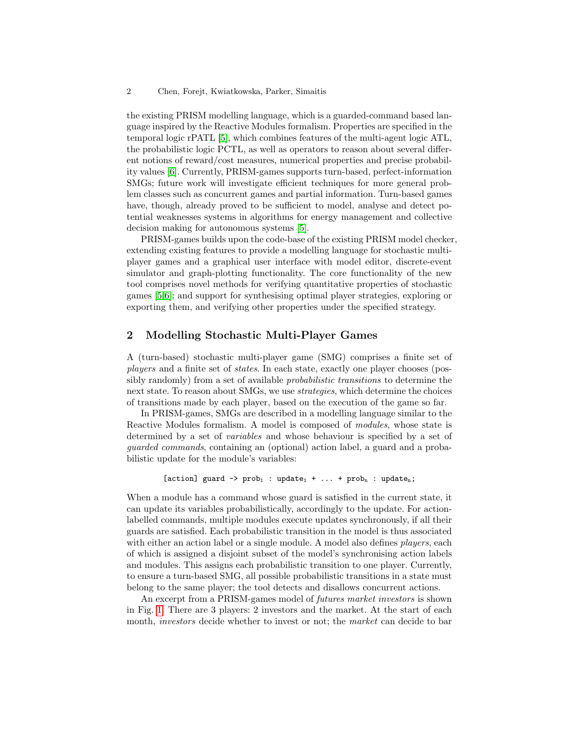the existing PRISM modelling language, which is a guarded-command based language inspired by the Reactive Modules formalism. Properties are specified in the temporal logic rPATL [5], which combines features of the multi-agent logic ATL, the probabilistic logic PCTL, as well as operators to reason about several different notions of reward/cost measures, numerical properties and precise probability values [6]. Currently, PRISM-games supports turn-based, perfect-information SMGs; future work will investigate efficient techniques for more general problem classes such as concurrent games and partial information. Turn-based games have, though, already proved to be sufficient to model, analyse and detect potential weaknesses systems in algorithms for energy management and collective decision making for autonomous systems [5].

PRISM-games builds upon the code-base of the existing PRISM model checker, extending existing features to provide a modelling language for stochastic multi-player games and a graphical user interface with model editor, discrete-event simulator and graph-plotting functionality. The core functionality of the new tool comprises novel methods for verifying quantitative properties of stochastic games [5,6]; and support for synthesising optimal player strategies, exploring or exporting them, and verifying other properties under the specified strategy.

## 2 Modelling Stochastic Multi-Player Games

A (turn-based) stochastic multi-player game (SMG) comprises a finite set of *players* and a finite set of *states*. In each state, exactly one player chooses (possibly randomly) from a set of available *probabilistic transitions* to determine the next state. To reason about SMGs, we use *strategies*, which determine the choices of transitions made by each player, based on the execution of the game so far.

In PRISM-games, SMGs are described in a modelling language similar to the Reactive Modules formalism. A model is composed of *modules*, whose state is determined by a set of *variables* and whose behaviour is specified by a set of *guarded commands*, containing an (optional) action label, a guard and a probabilistic update for the module's variables:

```
[action] guard -> prob_1 : update_1 + ... + prob_n : update_n;
```

When a module has a command whose guard is satisfied in the current state, it can update its variables probabilistically, accordingly to the update. For action-labelled commands, multiple modules execute updates synchronously, if all their guards are satisfied. Each probabilistic transition in the model is thus associated with either an action label or a single module. A model also defines *players*, each of which is assigned a disjoint subset of the model's synchronising action labels and modules. This assigns each probabilistic transition to one player. Currently, to ensure a turn-based SMG, all possible probabilistic transitions in a state must belong to the same player; the tool detects and disallows concurrent actions.

An excerpt from a PRISM-games model of *futures market investors* is shown in Fig. 1. There are 3 players: 2 investors and the market. At the start of each month, *investors* decide whether to invest or not; the *market* can decide to bar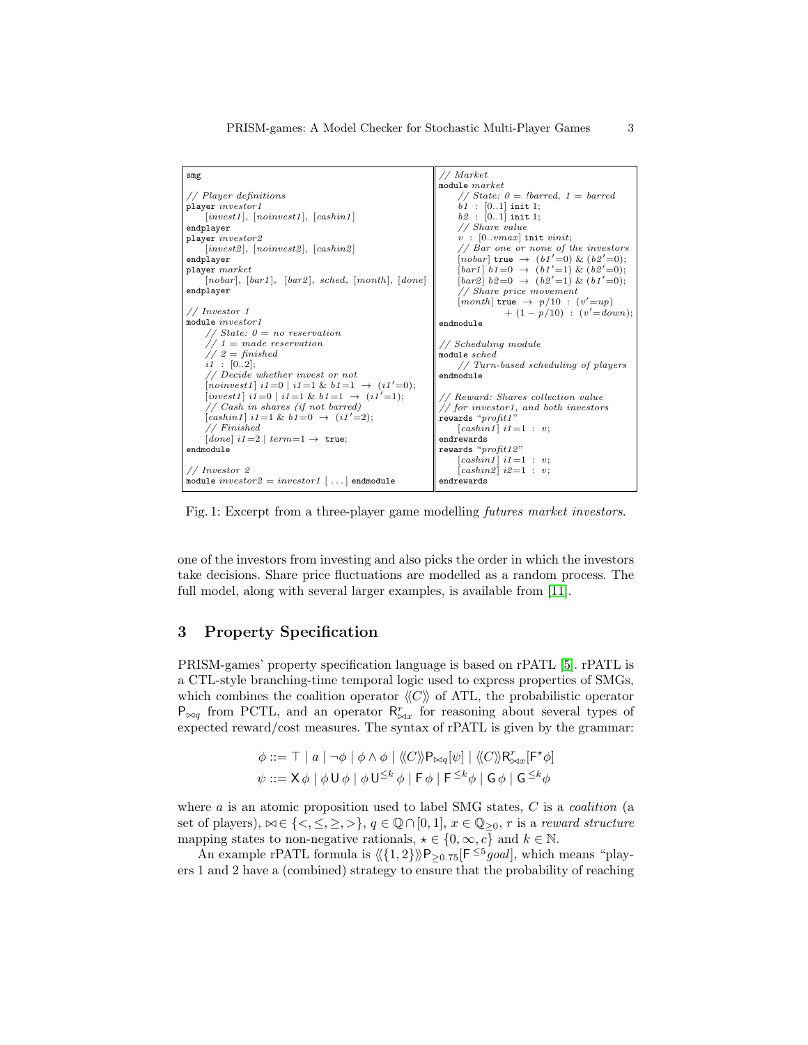```
smg

// Player definitions
player investor1
    [invest1], [noinvest1], [cashin1]
endplayer
player investor2
    [invest2], [noinvest2], [cashin2]
endplayer
player market
    [nobar], [bar1], [bar2], sched, [month], [done]
endplayer

// Investor 1
module investor1
    // State: 0 = no reservation
    // 1 = made reservation
    // 2 = finished
    i1 : [0..2];
    // Decide whether invest or not
    [noinvest1] i1=0 | i1=1 & b1=1 → (i1'=0);
    [invest1] i1=0 | i1=1 & b1=1 → (i1'=1);
    // Cash in shares (if not barred)
    [cashin1] i1=1 & b1=0 → (i1'=2);
    // Finished
    [done] i1=2 | term=1 → true;
endmodule

// Investor 2
module investor2 = investor1 [ ... ] endmodule
```

```
// Market
module market
    // State: 0 = !barred, 1 = barred
    b1 : [0..1] init 1;
    b2 : [0..1] init 1;
    // Share value
    v : [0..vmax] init vinit;
    // Bar one or none of the investors
    [nobar] true → (b1'=0) & (b2'=0);
    [bar1] b1=0 → (b1'=1) & (b2'=0);
    [bar2] b2=0 → (b2'=1) & (b1'=0);
    // Share price movement
    [month] true → p/10 : (v'=up)
                 + (1 − p/10) : (v'=down);
endmodule

// Scheduling module
module sched
    // Turn-based scheduling of players
endmodule

// Reward: Shares collection value
// for investor1, and both investors
rewards "profit1"
    [cashin1] i1=1 : v;
endrewards
rewards "profit12"
    [cashin1] i1=1 : v;
    [cashin2] i2=1 : v;
endrewards
```

Fig. 1: Excerpt from a three-player game modelling *futures market investors*.

one of the investors from investing and also picks the order in which the investors take decisions. Share price fluctuations are modelled as a random process. The full model, along with several larger examples, is available from [11].

## 3 Property Specification

PRISM-games' property specification language is based on rPATL [5]. rPATL is a CTL-style branching-time temporal logic used to express properties of SMGs, which combines the coalition operator $\langle\langle C \rangle\rangle$ of ATL, the probabilistic operator $\mathsf{P}_{\bowtie q}$ from PCTL, and an operator $\mathsf{R}^r_{\bowtie x}$ for reasoning about several types of expected reward/cost measures. The syntax of rPATL is given by the grammar:

$$\phi ::= \top \mid a \mid \neg\phi \mid \phi \wedge \phi \mid \langle\langle C \rangle\rangle \mathsf{P}_{\bowtie q}[\psi] \mid \langle\langle C \rangle\rangle \mathsf{R}^r_{\bowtie x}[\mathsf{F}^\star \phi]$$
$$\psi ::= \mathsf{X}\,\phi \mid \phi\,\mathsf{U}\,\phi \mid \phi\,\mathsf{U}^{\leq k}\,\phi \mid \mathsf{F}\,\phi \mid \mathsf{F}^{\leq k}\phi \mid \mathsf{G}\,\phi \mid \mathsf{G}^{\leq k}\phi$$

where $a$ is an atomic proposition used to label SMG states, $C$ is a *coalition* (a set of players), $\bowtie \in \{<, \leq, \geq, >\}$, $q \in \mathbb{Q} \cap [0,1]$, $x \in \mathbb{Q}_{\geq 0}$, $r$ is a *reward structure* mapping states to non-negative rationals, $\star \in \{0, \infty, c\}$ and $k \in \mathbb{N}$.

An example rPATL formula is $\langle\langle \{1,2\} \rangle\rangle \mathsf{P}_{\geq 0.75}[\mathsf{F}^{\leq 5} goal]$, which means "players 1 and 2 have a (combined) strategy to ensure that the probability of reaching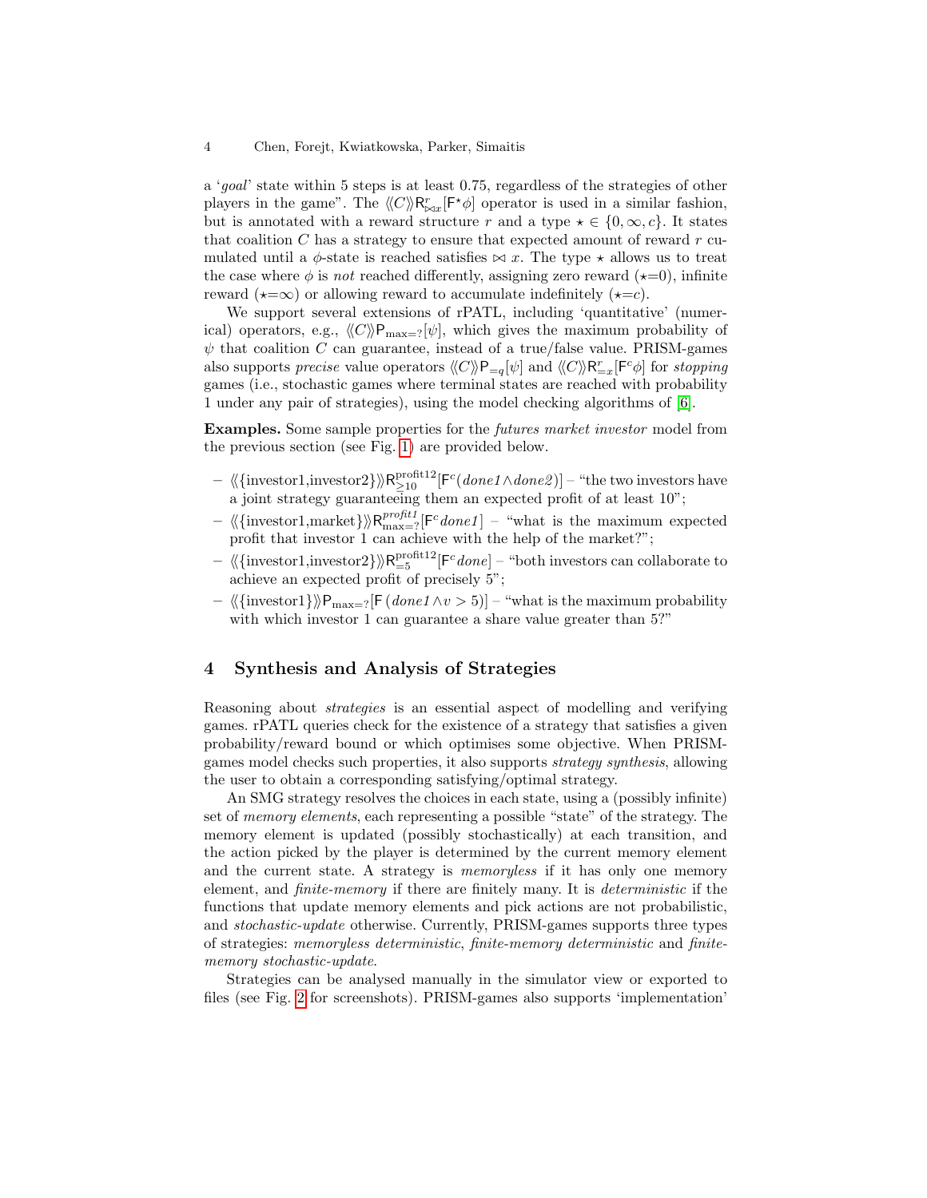a '*goal*' state within 5 steps is at least 0.75, regardless of the strategies of other players in the game". The $\langle\langle C \rangle\rangle \mathsf{R}^{r}_{\bowtie x}[\mathsf{F}^{\star}\phi]$ operator is used in a similar fashion, but is annotated with a reward structure $r$ and a type $\star \in \{0, \infty, c\}$. It states that coalition $C$ has a strategy to ensure that expected amount of reward $r$ cumulated until a $\phi$-state is reached satisfies $\bowtie x$. The type $\star$ allows us to treat the case where $\phi$ is *not* reached differently, assigning zero reward ($\star$=0), infinite reward ($\star$=$\infty$) or allowing reward to accumulate indefinitely ($\star$=$c$).

We support several extensions of rPATL, including 'quantitative' (numerical) operators, e.g., $\langle\langle C \rangle\rangle \mathsf{P}_{\max=?}[\psi]$, which gives the maximum probability of $\psi$ that coalition $C$ can guarantee, instead of a true/false value. PRISM-games also supports *precise* value operators $\langle\langle C \rangle\rangle \mathsf{P}_{=q}[\psi]$ and $\langle\langle C \rangle\rangle \mathsf{R}^{r}_{=x}[\mathsf{F}^{c}\phi]$ for *stopping* games (i.e., stochastic games where terminal states are reached with probability 1 under any pair of strategies), using the model checking algorithms of [6].

**Examples.** Some sample properties for the *futures market investor* model from the previous section (see Fig. 1) are provided below.

- $\langle\langle \{\text{investor1},\text{investor2}\} \rangle\rangle \mathsf{R}^{\text{profit12}}_{\geq 10}[\mathsf{F}^{c}(\mathit{done1} \wedge \mathit{done2})]$ – "the two investors have a joint strategy guaranteeing them an expected profit of at least 10";
- $\langle\langle \{\text{investor1},\text{market}\} \rangle\rangle \mathsf{R}^{\mathit{profit1}}_{\max=?}[\mathsf{F}^{c}\,\mathit{done1}]$ – "what is the maximum expected profit that investor 1 can achieve with the help of the market?";
- $\langle\langle \{\text{investor1},\text{investor2}\} \rangle\rangle \mathsf{R}^{\text{profit12}}_{=5}[\mathsf{F}^{c}\,\mathit{done}]$ – "both investors can collaborate to achieve an expected profit of precisely 5";
- $\langle\langle \{\text{investor1}\} \rangle\rangle \mathsf{P}_{\max=?}[\mathsf{F}\,(\mathit{done1} \wedge v > 5)]$ – "what is the maximum probability with which investor 1 can guarantee a share value greater than 5?"

## 4 Synthesis and Analysis of Strategies

Reasoning about *strategies* is an essential aspect of modelling and verifying games. rPATL queries check for the existence of a strategy that satisfies a given probability/reward bound or which optimises some objective. When PRISM-games model checks such properties, it also supports *strategy synthesis*, allowing the user to obtain a corresponding satisfying/optimal strategy.

An SMG strategy resolves the choices in each state, using a (possibly infinite) set of *memory elements*, each representing a possible "state" of the strategy. The memory element is updated (possibly stochastically) at each transition, and the action picked by the player is determined by the current memory element and the current state. A strategy is *memoryless* if it has only one memory element, and *finite-memory* if there are finitely many. It is *deterministic* if the functions that update memory elements and pick actions are not probabilistic, and *stochastic-update* otherwise. Currently, PRISM-games supports three types of strategies: *memoryless deterministic*, *finite-memory deterministic* and *finite-memory stochastic-update*.

Strategies can be analysed manually in the simulator view or exported to files (see Fig. 2 for screenshots). PRISM-games also supports 'implementation'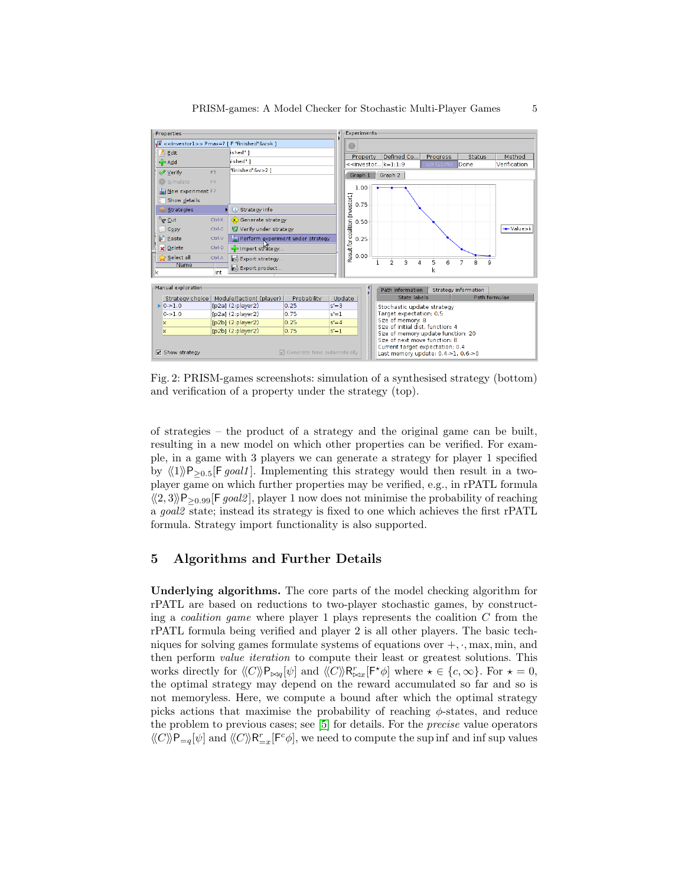Fig. 2: PRISM-games screenshots: simulation of a synthesised strategy (bottom) and verification of a property under the strategy (top).

of strategies – the product of a strategy and the original game can be built, resulting in a new model on which other properties can be verified. For example, in a game with 3 players we can generate a strategy for player 1 specified by $\langle\langle 1 \rangle\rangle \mathsf{P}_{\geq 0.5}[\mathsf{F}\ \mathit{goal1}]$. Implementing this strategy would then result in a two-player game on which further properties may be verified, e.g., in rPATL formula $\langle\langle 2,3 \rangle\rangle \mathsf{P}_{\geq 0.99}[\mathsf{F}\ \mathit{goal2}]$, player 1 now does not minimise the probability of reaching a *goal2* state; instead its strategy is fixed to one which achieves the first rPATL formula. Strategy import functionality is also supported.

## 5 Algorithms and Further Details

**Underlying algorithms.** The core parts of the model checking algorithm for rPATL are based on reductions to two-player stochastic games, by constructing a *coalition game* where player 1 plays represents the coalition $C$ from the rPATL formula being verified and player 2 is all other players. The basic techniques for solving games formulate systems of equations over $+, \cdot, \max, \min$, and then perform *value iteration* to compute their least or greatest solutions. This works directly for $\langle\langle C \rangle\rangle \mathsf{P}_{\bowtie q}[\psi]$ and $\langle\langle C \rangle\rangle \mathsf{R}^{r}_{\bowtie x}[\mathsf{F}^{\star}\phi]$ where $\star \in \{c, \infty\}$. For $\star = 0$, the optimal strategy may depend on the reward accumulated so far and so is not memoryless. Here, we compute a bound after which the optimal strategy picks actions that maximise the probability of reaching $\phi$-states, and reduce the problem to previous cases; see [5] for details. For the *precise* value operators $\langle\langle C \rangle\rangle \mathsf{P}_{=q}[\psi]$ and $\langle\langle C \rangle\rangle \mathsf{R}^{r}_{=x}[\mathsf{F}^{c}\phi]$, we need to compute the sup inf and inf sup values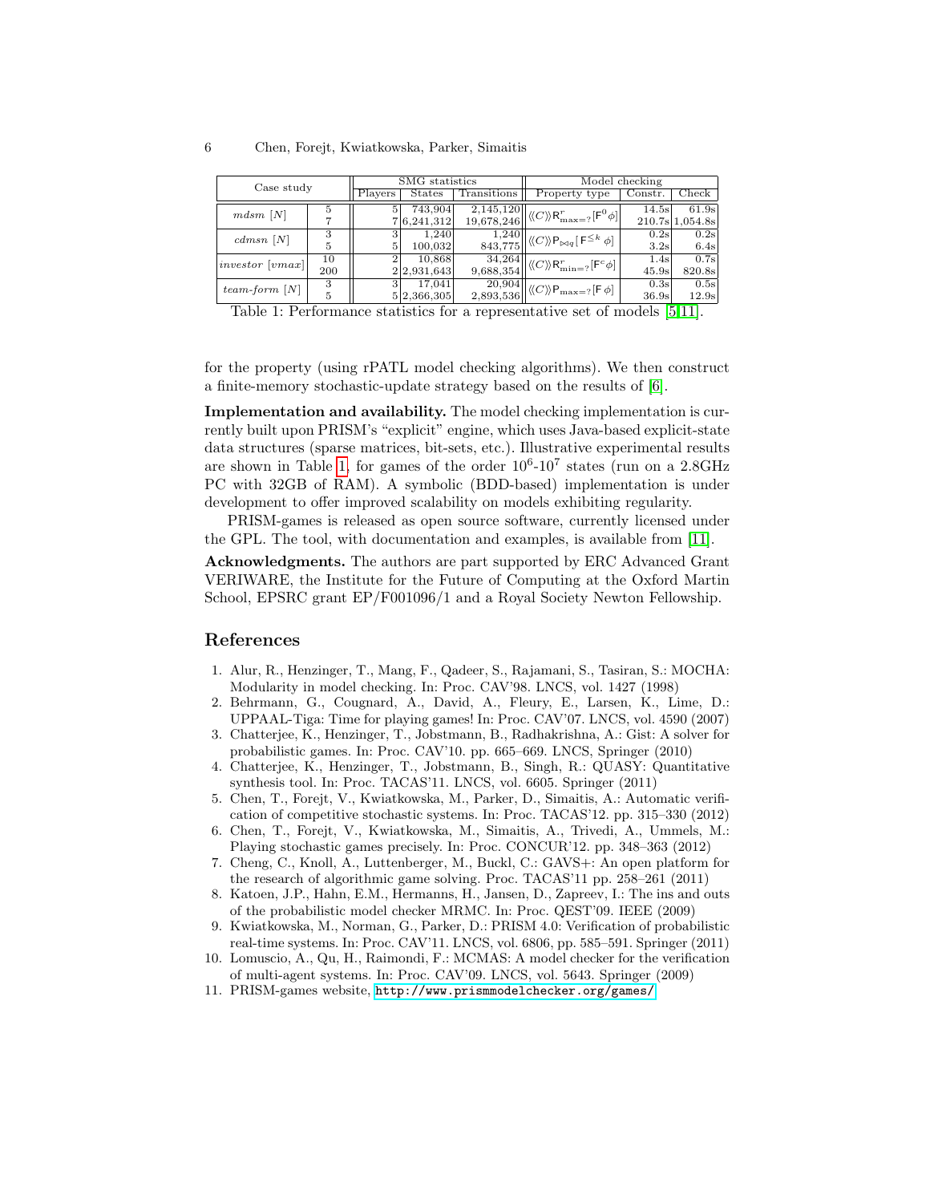| Case study | | SMG statistics | | | Model checking | | |
| --- | --- | --- | --- | --- | --- | --- | --- |
| | | Players | States | Transitions | Property type | Constr. | Check |
| *mdsm* $[N]$ | 5 | 5 | 743,904 | 2,145,120 | $\langle\langle C\rangle\rangle \mathsf{R}^{r}_{\max=?}[\mathsf{F}^{0}\phi]$ | 14.5s | 61.9s |
| | 7 | 7 | 6,241,312 | 19,678,246 | | 210.7s | 1,054.8s |
| *cdmsn* $[N]$ | 3 | 3 | 1,240 | 1,240 | $\langle\langle C\rangle\rangle \mathsf{P}_{\bowtie q}[\,\mathsf{F}^{\leq k}\,\phi]$ | 0.2s | 0.2s |
| | 5 | 5 | 100,032 | 843,775 | | 3.2s | 6.4s |
| *investor* $[vmax]$ | 10 | 2 | 10,868 | 34,264 | $\langle\langle C\rangle\rangle \mathsf{R}^{r}_{\min=?}[\mathsf{F}^{c}\phi]$ | 1.4s | 0.7s |
| | 200 | 2 | 2,931,643 | 9,688,354 | | 45.9s | 820.8s |
| *team-form* $[N]$ | 3 | 3 | 17,041 | 20,904 | $\langle\langle C\rangle\rangle \mathsf{P}_{\max=?}[\mathsf{F}\,\phi]$ | 0.3s | 0.5s |
| | 5 | 5 | 2,366,305 | 2,893,536 | | 36.9s | 12.9s |

Table 1: Performance statistics for a representative set of models [5,11].

for the property (using rPATL model checking algorithms). We then construct a finite-memory stochastic-update strategy based on the results of [6].

**Implementation and availability.** The model checking implementation is currently built upon PRISM's "explicit" engine, which uses Java-based explicit-state data structures (sparse matrices, bit-sets, etc.). Illustrative experimental results are shown in Table 1, for games of the order $10^6$-$10^7$ states (run on a 2.8GHz PC with 32GB of RAM). A symbolic (BDD-based) implementation is under development to offer improved scalability on models exhibiting regularity.

PRISM-games is released as open source software, currently licensed under the GPL. The tool, with documentation and examples, is available from [11].

**Acknowledgments.** The authors are part supported by ERC Advanced Grant VERIWARE, the Institute for the Future of Computing at the Oxford Martin School, EPSRC grant EP/F001096/1 and a Royal Society Newton Fellowship.

## References

1. Alur, R., Henzinger, T., Mang, F., Qadeer, S., Rajamani, S., Tasiran, S.: MOCHA: Modularity in model checking. In: Proc. CAV'98. LNCS, vol. 1427 (1998)
2. Behrmann, G., Cougnard, A., David, A., Fleury, E., Larsen, K., Lime, D.: UPPAAL-Tiga: Time for playing games! In: Proc. CAV'07. LNCS, vol. 4590 (2007)
3. Chatterjee, K., Henzinger, T., Jobstmann, B., Radhakrishna, A.: Gist: A solver for probabilistic games. In: Proc. CAV'10. pp. 665–669. LNCS, Springer (2010)
4. Chatterjee, K., Henzinger, T., Jobstmann, B., Singh, R.: QUASY: Quantitative synthesis tool. In: Proc. TACAS'11. LNCS, vol. 6605. Springer (2011)
5. Chen, T., Forejt, V., Kwiatkowska, M., Parker, D., Simaitis, A.: Automatic verification of competitive stochastic systems. In: Proc. TACAS'12. pp. 315–330 (2012)
6. Chen, T., Forejt, V., Kwiatkowska, M., Simaitis, A., Trivedi, A., Ummels, M.: Playing stochastic games precisely. In: Proc. CONCUR'12. pp. 348–363 (2012)
7. Cheng, C., Knoll, A., Luttenberger, M., Buckl, C.: GAVS+: An open platform for the research of algorithmic game solving. Proc. TACAS'11 pp. 258–261 (2011)
8. Katoen, J.P., Hahn, E.M., Hermanns, H., Jansen, D., Zapreev, I.: The ins and outs of the probabilistic model checker MRMC. In: Proc. QEST'09. IEEE (2009)
9. Kwiatkowska, M., Norman, G., Parker, D.: PRISM 4.0: Verification of probabilistic real-time systems. In: Proc. CAV'11. LNCS, vol. 6806, pp. 585–591. Springer (2011)
10. Lomuscio, A., Qu, H., Raimondi, F.: MCMAS: A model checker for the verification of multi-agent systems. In: Proc. CAV'09. LNCS, vol. 5643. Springer (2009)
11. PRISM-games website, http://www.prismmodelchecker.org/games/